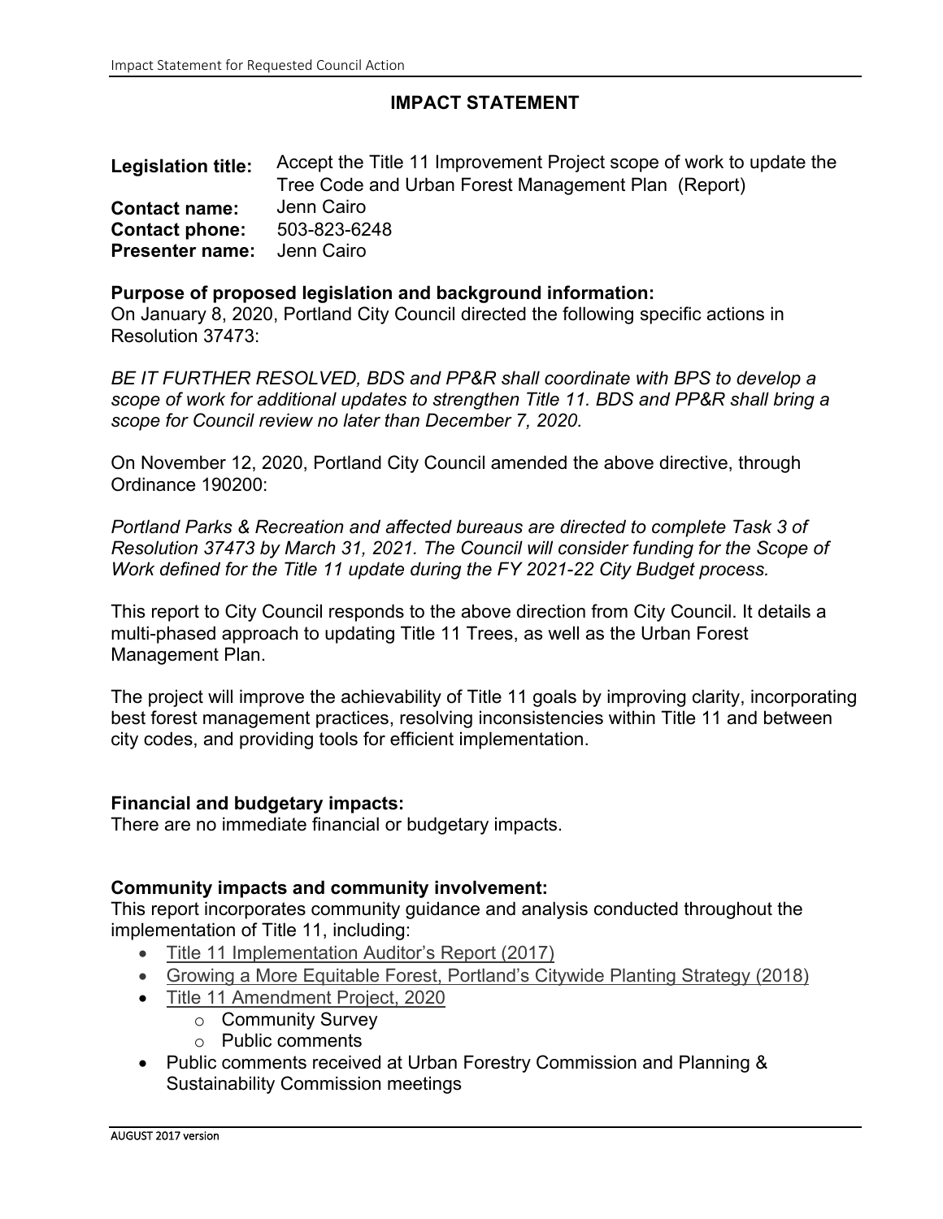# IMPACT STATEMENT

**Legislation title:** Accept the Title 11 Improvement Project scope of work to update the Tree Code and Urban Forest Management Plan (Report)
**Contact name:** Jenn Cairo
**Contact phone:** 503-823-6248
**Presenter name:** Jenn Cairo

**Purpose of proposed legislation and background information:**
On January 8, 2020, Portland City Council directed the following specific actions in Resolution 37473:

*BE IT FURTHER RESOLVED, BDS and PP&R shall coordinate with BPS to develop a scope of work for additional updates to strengthen Title 11. BDS and PP&R shall bring a scope for Council review no later than December 7, 2020.*

On November 12, 2020, Portland City Council amended the above directive, through Ordinance 190200:

*Portland Parks & Recreation and affected bureaus are directed to complete Task 3 of Resolution 37473 by March 31, 2021. The Council will consider funding for the Scope of Work defined for the Title 11 update during the FY 2021-22 City Budget process.*

This report to City Council responds to the above direction from City Council. It details a multi-phased approach to updating Title 11 Trees, as well as the Urban Forest Management Plan.

The project will improve the achievability of Title 11 goals by improving clarity, incorporating best forest management practices, resolving inconsistencies within Title 11 and between city codes, and providing tools for efficient implementation.

**Financial and budgetary impacts:**
There are no immediate financial or budgetary impacts.

**Community impacts and community involvement:**
This report incorporates community guidance and analysis conducted throughout the implementation of Title 11, including:

- Title 11 Implementation Auditor's Report (2017)
- Growing a More Equitable Forest, Portland's Citywide Planting Strategy (2018)
- Title 11 Amendment Project, 2020
  - Community Survey
  - Public comments
- Public comments received at Urban Forestry Commission and Planning & Sustainability Commission meetings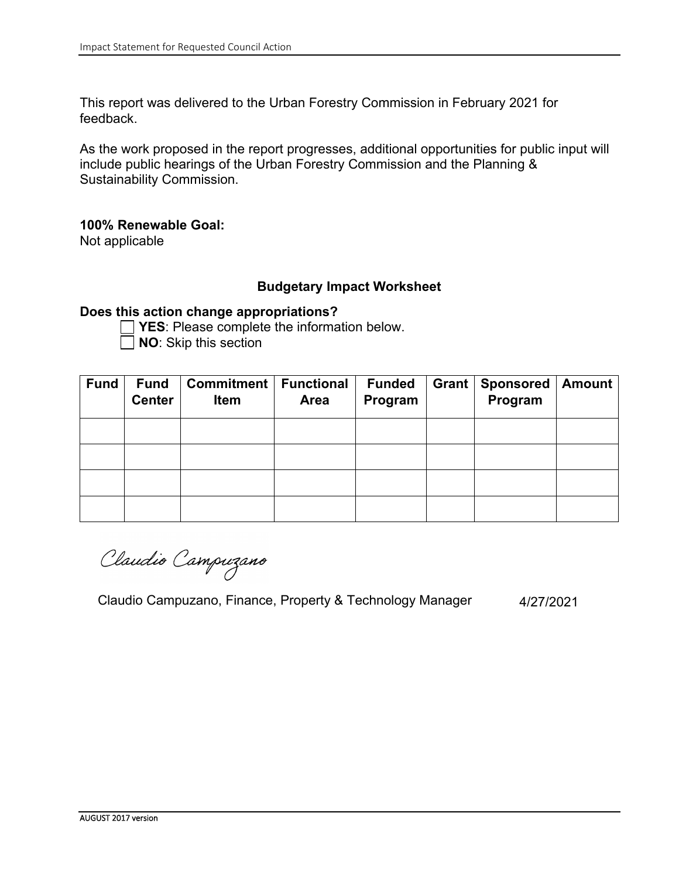This report was delivered to the Urban Forestry Commission in February 2021 for feedback.

As the work proposed in the report progresses, additional opportunities for public input will include public hearings of the Urban Forestry Commission and the Planning & Sustainability Commission.

**100% Renewable Goal:**
Not applicable

### Budgetary Impact Worksheet

**Does this action change appropriations?**

- ☐ **YES**: Please complete the information below.
- ☐ **NO**: Skip this section

| Fund | Fund Center | Commitment Item | Functional Area | Funded Program | Grant | Sponsored Program | Amount |
|---|---|---|---|---|---|---|---|
| | | | | | | | |
| | | | | | | | |
| | | | | | | | |
| | | | | | | | |

Claudio Campuzano

Claudio Campuzano, Finance, Property & Technology Manager 4/27/2021